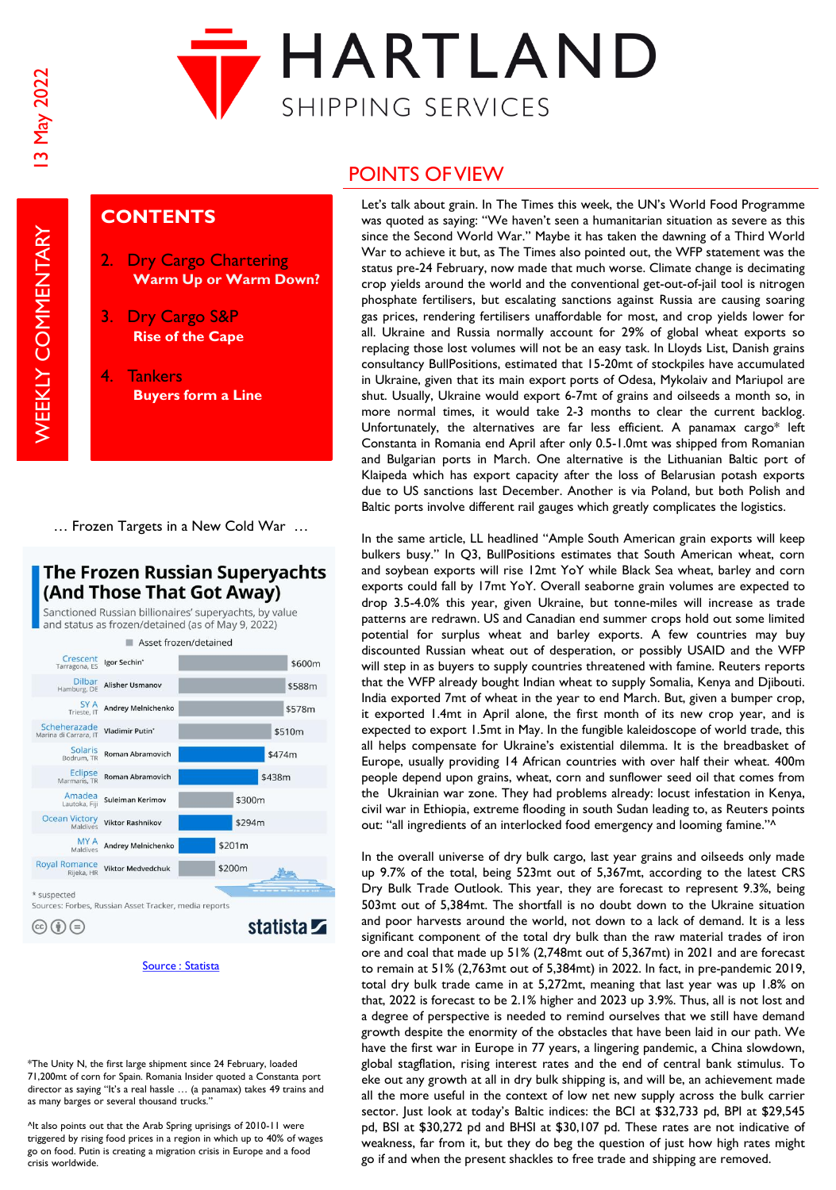# HARTLAND SHIPPING SERVICES

13 May 2022

WEEKLY COMMENTARY

## CONTENTS

2. Dry Cargo Chartering
   **Warm Up or Warm Down?**
3. Dry Cargo S&P
   **Rise of the Cape**
4. Tankers
   **Buyers form a Line**

… Frozen Targets in a New Cold War …

**The Frozen Russian Superyachts (And Those That Got Away)**

Sanctioned Russian billionaires' superyachts, by value and status as frozen/detained (as of May 9, 2022)

■ Asset frozen/detained

| Yacht | Location | Owner | Value |
|---|---|---|---|
| Crescent | Tarragona, ES | Igor Sechin* | $600m |
| Dilbar | Hamburg, DE | Alisher Usmanov | $588m |
| SY A | Trieste, IT | Andrey Melnichenko | $578m |
| Scheherazade | Marina di Carrara, IT | Vladimir Putin* | $510m |
| Solaris | Bodrum, TR | Roman Abramovich | $474m |
| Eclipse | Marmaris, TR | Roman Abramovich | $438m |
| Amadea | Lautoka, Fiji | Suleiman Kerimov | $300m |
| Ocean Victory | Maldives | Viktor Rashnikov | $294m |
| MY A | Maldives | Andrey Melnichenko | $201m |
| Royal Romance | Rijeka, HR | Viktor Medvedchuk | $200m |

\* suspected
Sources: Forbes, Russian Asset Tracker, media reports

statista

Source : Statista

## POINTS OF VIEW

Let's talk about grain. In The Times this week, the UN's World Food Programme was quoted as saying: "We haven't seen a humanitarian situation as severe as this since the Second World War." Maybe it has taken the dawning of a Third World War to achieve it but, as The Times also pointed out, the WFP statement was the status pre-24 February, now made that much worse. Climate change is decimating crop yields around the world and the conventional get-out-of-jail tool is nitrogen phosphate fertilisers, but escalating sanctions against Russia are causing soaring gas prices, rendering fertilisers unaffordable for most, and crop yields lower for all. Ukraine and Russia normally account for 29% of global wheat exports so replacing those lost volumes will not be an easy task. In Lloyds List, Danish grains consultancy BullPositions, estimated that 15-20mt of stockpiles have accumulated in Ukraine, given that its main export ports of Odesa, Mykolaiv and Mariupol are shut. Usually, Ukraine would export 6-7mt of grains and oilseeds a month so, in more normal times, it would take 2-3 months to clear the current backlog. Unfortunately, the alternatives are far less efficient. A panamax cargo* left Constanta in Romania end April after only 0.5-1.0mt was shipped from Romanian and Bulgarian ports in March. One alternative is the Lithuanian Baltic port of Klaipeda which has export capacity after the loss of Belarusian potash exports due to US sanctions last December. Another is via Poland, but both Polish and Baltic ports involve different rail gauges which greatly complicates the logistics.

In the same article, LL headlined "Ample South American grain exports will keep bulkers busy." In Q3, BullPositions estimates that South American wheat, corn and soybean exports will rise 12mt YoY while Black Sea wheat, barley and corn exports could fall by 17mt YoY. Overall seaborne grain volumes are expected to drop 3.5-4.0% this year, given Ukraine, but tonne-miles will increase as trade patterns are redrawn. US and Canadian end summer crops hold out some limited potential for surplus wheat and barley exports. A few countries may buy discounted Russian wheat out of desperation, or possibly USAID and the WFP will step in as buyers to supply countries threatened with famine. Reuters reports that the WFP already bought Indian wheat to supply Somalia, Kenya and Djibouti. India exported 7mt of wheat in the year to end March. But, given a bumper crop, it exported 1.4mt in April alone, the first month of its new crop year, and is expected to export 1.5mt in May. In the fungible kaleidoscope of world trade, this all helps compensate for Ukraine's existential dilemma. It is the breadbasket of Europe, usually providing 14 African countries with over half their wheat. 400m people depend upon grains, wheat, corn and sunflower seed oil that comes from the Ukrainian war zone. They had problems already: locust infestation in Kenya, civil war in Ethiopia, extreme flooding in south Sudan leading to, as Reuters points out: "all ingredients of an interlocked food emergency and looming famine."^

In the overall universe of dry bulk cargo, last year grains and oilseeds only made up 9.7% of the total, being 523mt out of 5,367mt, according to the latest CRS Dry Bulk Trade Outlook. This year, they are forecast to represent 9.3%, being 503mt out of 5,384mt. The shortfall is no doubt down to the Ukraine situation and poor harvests around the world, not down to a lack of demand. It is a less significant component of the total dry bulk than the raw material trades of iron ore and coal that made up 51% (2,748mt out of 5,367mt) in 2021 and are forecast to remain at 51% (2,763mt out of 5,384mt) in 2022. In fact, in pre-pandemic 2019, total dry bulk trade came in at 5,272mt, meaning that last year was up 1.8% on that, 2022 is forecast to be 2.1% higher and 2023 up 3.9%. Thus, all is not lost and a degree of perspective is needed to remind ourselves that we still have demand growth despite the enormity of the obstacles that have been laid in our path. We have the first war in Europe in 77 years, a lingering pandemic, a China slowdown, global stagflation, rising interest rates and the end of central bank stimulus. To eke out any growth at all in dry bulk shipping is, and will be, an achievement made all the more useful in the context of low net new supply across the bulk carrier sector. Just look at today's Baltic indices: the BCI at $32,733 pd, BPI at $29,545 pd, BSI at $30,272 pd and BHSI at $30,107 pd. These rates are not indicative of weakness, far from it, but they do beg the question of just how high rates might go if and when the present shackles to free trade and shipping are removed.

*The Unity N, the first large shipment since 24 February, loaded 71,200mt of corn for Spain. Romania Insider quoted a Constanta port director as saying "It's a real hassle … (a panamax) takes 49 trains and as many barges or several thousand trucks."

^It also points out that the Arab Spring uprisings of 2010-11 were triggered by rising food prices in a region in which up to 40% of wages go on food. Putin is creating a migration crisis in Europe and a food crisis worldwide.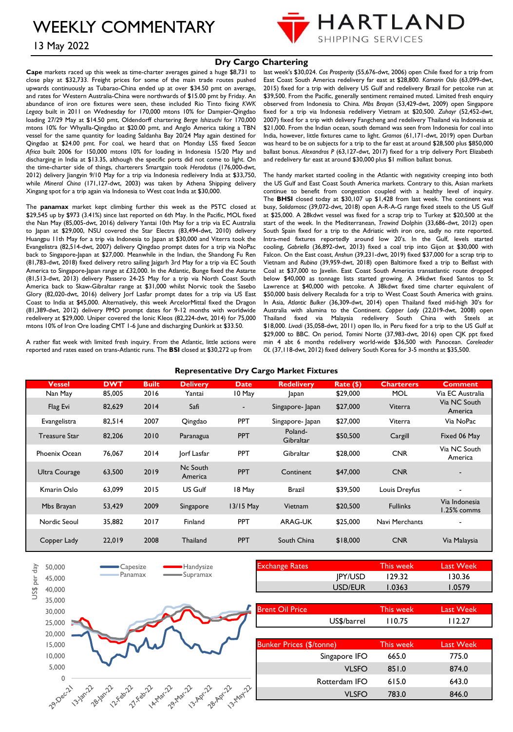# WEEKLY COMMENTARY

13 May 2022

HARTLAND SHIPPING SERVICES

## Dry Cargo Chartering

**Cape** markets raced up this week as time-charter averages gained a huge $8,731 to close play at $32,733. Freight prices for some of the main trade routes pushed upwards continuously as Tubarao-China ended up at over $34.50 pmt on average, and rates for Western Australia-China were northwards of $15.00 pmt by Friday. An abundance of iron ore fixtures were seen, these included Rio Tinto fixing *KWK Legacy* built in 2011 on Wednesday for 170,000 mtons 10% for Dampier-Qingdao loading 27/29 May at $14.50 pmt, Oldendorff chartering *Berge Ishizuchi* for 170,000 mtons 10% for Whyalla-Qingdao at $20.00 pmt, and Anglo America taking a TBN vessel for the same quantity for loading Saldanha Bay 20/24 May again destined for Qingdao at $24.00 pmt. For coal, we heard that on Monday LSS fixed *Seacon Africa* built 2006 for 150,000 mtons 10% for loading in Indonesia 15/20 May and discharging in India at $13.35, although the specific ports did not come to light. On the time-charter side of things, charterers Smartgain took *Herodotus* (176,000-dwt, 2012) delivery Jiangyin 9/10 May for a trip via Indonesia redleivery India at $33,750, while *Mineral China* (171,127-dwt, 2003) was taken by Athena Shipping delivery Xingang spot for a trip again via Indonesia to West coast India at $30,000.

The **panamax** market kept climbing further this week as the P5TC closed at $29,545 up by $973 (3.41%) since last reported on 6th May. In the Pacific, MOL fixed the Nan May (85,005-dwt, 2016) delivery Yantai 10th May for a trip via EC Australia to Japan at $29,000, NSU covered the Star Electra (83,494-dwt, 2010) delivery Huangpu 11th May for a trip via Indonesia to Japan at $30,000 and Viterra took the Evangelistra (82,514-dwt, 2007) delivery Qingdao prompt dates for a trip via NoPac back to Singapore-Japan at $27,000. Meanwhile in the Indian, the Shandong Fu Ren (81,783-dwt, 2018) fixed delivery retro sailing Jaigarh 3rd May for a trip via EC South America to Singapore-Japan range at £32,000. In the Atlantic, Bunge fixed the Astarte (81,513-dwt, 2013) delivery Passero 24-25 May for a trip via North Coast South America back to Skaw-Gibraltar range at $31,000 whilst Norvic took the Sasebo Glory (82,020-dwt, 2016) delivery Jorf Lasfar prompt dates for a trip via US East Coast to India at $45,000. Alternatively, this week ArcelorMittal fixed the Dragon (81,389-dwt, 2012) delivery PMO prompt dates for 9-12 months with worldwide redelivery at $29,000. Uniper covered the Ionic Kleos (82,224-dwt, 2014) for 75,000 mtons 10% of Iron Ore loading CMT 1-6 June and discharging Dunkirk at $33.50.

A rather flat week with limited fresh inquiry. From the Atlantic, little actions were reported and rates eased on trans-Atlantic runs. The **BSI** closed at $30,272 up from last week's $30,024. *Cos Prosperity* (55,676-dwt, 2006) open Chile fixed for a trip from East Coast South America redelivery far east at $28,800. *Kamarin Oslo* (63,099-dwt, 2015) fixed for a trip with delivery US Gulf and redelivery Brazil for petcoke run at $39,500. From the Pacific, generally sentiment remained muted. Limited fresh enquiry observed from Indonesia to China. *Mbs Brayan* (53,429-dwt, 2009) open Singapore fixed for a trip via Indonesia redelivery Vietnam at $20,500. *Zuhayr* (52,452-dwt, 2007) fixed for a trip with delivery Fangcheng and redelivery Thailand via Indonesia at $21,000. From the Indian ocean, south demand was seen from Indonesia for coal into India, however, little fixtures came to light. *Gramos* (61,171-dwt, 2019) open Durban was heard to be on subjects for a trip to the far east at around $28,500 plus $850,000 ballast bonus. *Alexandros P* (63,127-dwt, 2017) fixed for a trip delivery Port Elizabeth and redelivery far east at around $30,000 plus $1 million ballast bonus.

The handy market started cooling in the Atlantic with negativity creeping into both the US Gulf and East Coast South America markets. Contrary to this, Asian markets continue to benefit from congestion coupled with a healthy level of inquiry. The **BHSI** closed today at $30,107 up $1,428 from last week. The continent was busy, *Solidarnosc* (39,072-dwt, 2018) open A-R-A-G range fixed steels to the US Gulf at $25,000. A 28kdwt vessel was fixed for a scrap trip to Turkey at $20,500 at the start of the week. In the Mediterranean, *Trawind* Dolphin (34,686-dwt, 2012) open South Spain fixed for a trip to the Adriatic with iron ore, sadly no rate reported. Intra-med fixtures reportedly around low 20's. In the Gulf, levels started cooling, *Gabriella* (36,892-dwt, 2013) fixed a coal trip into Gijon at $30,000 with Falcon. On the East coast, *Anshun* (39,231-dwt, 2019) fixed $37,000 for a scrap trip to Vietnam and *Rubina* (39,959-dwt, 2018) open Baltimore fixed a trip to Belfast with Coal at $37,000 to Javelin. East Coast South America transatlantic route dropped below $40,000 as tonnage lists started growing. A 34kdwt fixed Santos to St Lawrence at $40,000 with petcoke. A 38kdwt fixed time charter equivalent of $50,000 basis delivery Recalada for a trip to West Coast South America with grains. In Asia, *Atlantic Bulker* (36,309-dwt, 2014) open Thailand fixed mid-high 30's for Australia with alumina to the Continent. *Copper Lady* (22,019-dwt, 2008) open Thailand fixed via Malaysia redelivery South China with Steels at $18,000. *Livadi* (35,058-dwt, 2011) open Ilo, in Peru fixed for a trip to the US Gulf at $29,000 to BBC. On period, *Tomini* Norte (37,983-dwt, 2016) open CJK ppt fixed min 4 abt 6 months redelivery world-wide $36,500 with Panocean. *Coreleader OL* (37,118-dwt, 2012) fixed delivery South Korea for 3-5 months at $35,500.

### Representative Dry Cargo Market Fixtures

| Vessel | DWT | Built | Delivery | Date | Redelivery | Rate ($) | Charterers | Comment |
|---|---|---|---|---|---|---|---|---|
| Nan May | 85,005 | 2016 | Yantai | 10 May | Japan | $29,000 | MOL | Via EC Australia |
| Flag Evi | 82,629 | 2014 | Safi | - | Singapore- Japan | $27,000 | Viterra | Via NC South America |
| Evangelistra | 82,514 | 2007 | Qingdao | PPT | Singapore- Japan | $27,000 | Viterra | Via NoPac |
| Treasure Star | 82,206 | 2010 | Paranagua | PPT | Poland-Gibraltar | $50,500 | Cargill | Fixed 06 May |
| Phoenix Ocean | 76,067 | 2014 | Jorf Lasfar | PPT | Gibraltar | $28,000 | CNR | Via NC South America |
| Ultra Courage | 63,500 | 2019 | Nc South America | PPT | Continent | $47,000 | CNR | - |
| Kmarin Oslo | 63,099 | 2015 | US Gulf | 18 May | Brazil | $39,500 | Louis Dreyfus | - |
| Mbs Brayan | 53,429 | 2009 | Singapore | 13/15 May | Vietnam | $20,500 | Fullinks | Via Indonesia 1.25% comms |
| Nordic Seoul | 35,882 | 2017 | Finland | PPT | ARAG-UK | $25,000 | Navi Merchants | - |
| Copper Lady | 22,019 | 2008 | Thailand | PPT | South China | $18,000 | CNR | Via Malaysia |

| Exchange Rates | | This week | Last Week |
|---|---|---|---|
| | JPY/USD | 129.32 | 130.36 |
| | USD/EUR | 1.0363 | 1.0579 |

| Brent Oil Price | | This week | Last Week |
|---|---|---|---|
| | US$/barrel | 110.75 | 112.27 |

| Bunker Prices ($/tonne) | | This week | Last Week |
|---|---|---|---|
| | Singapore IFO | 665.0 | 775.0 |
| | VLSFO | 851.0 | 874.0 |
| | Rotterdam IFO | 615.0 | 643.0 |
| | VLSFO | 783.0 | 846.0 |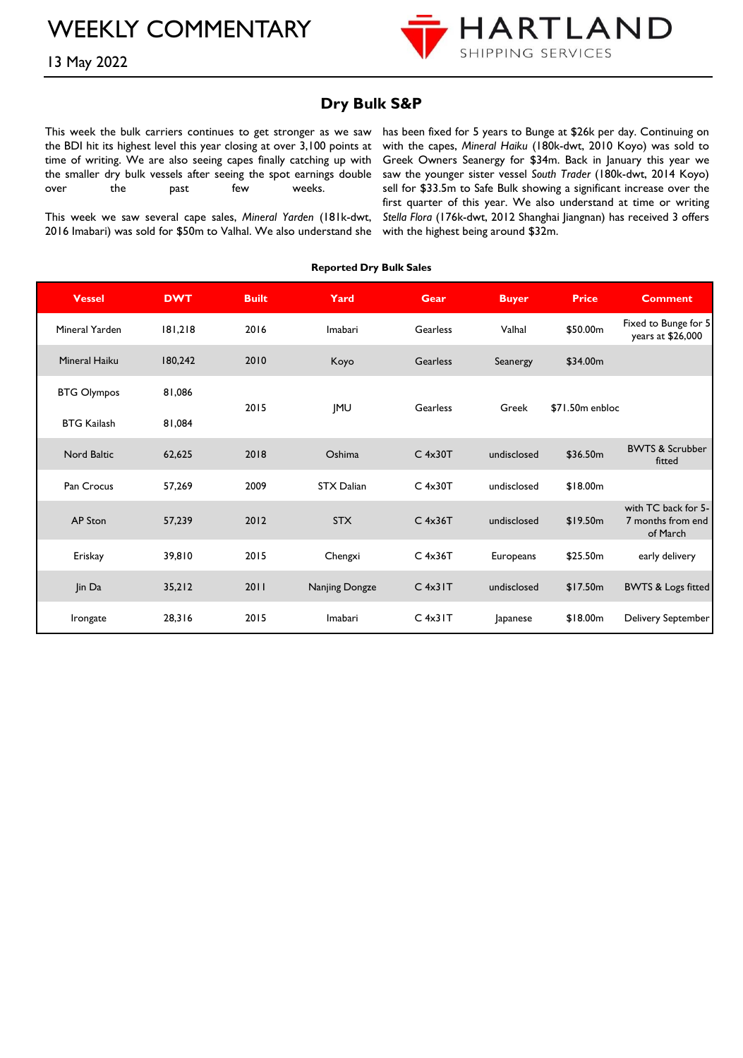# WEEKLY COMMENTARY

13 May 2022

## Dry Bulk S&P

This week the bulk carriers continues to get stronger as we saw the BDI hit its highest level this year closing at over 3,100 points at time of writing. We are also seeing capes finally catching up with the smaller dry bulk vessels after seeing the spot earnings double over the past few weeks.

This week we saw several cape sales, *Mineral Yarden* (181k-dwt, 2016 Imabari) was sold for $50m to Valhal. We also understand she has been fixed for 5 years to Bunge at $26k per day. Continuing on with the capes, *Mineral Haiku* (180k-dwt, 2010 Koyo) was sold to Greek Owners Seanergy for $34m. Back in January this year we saw the younger sister vessel *South Trader* (180k-dwt, 2014 Koyo) sell for $33.5m to Safe Bulk showing a significant increase over the first quarter of this year. We also understand at time or writing *Stella Flora* (176k-dwt, 2012 Shanghai Jiangnan) has received 3 offers with the highest being around $32m.

**Reported Dry Bulk Sales**

| Vessel | DWT | Built | Yard | Gear | Buyer | Price | Comment |
|---|---|---|---|---|---|---|---|
| Mineral Yarden | 181,218 | 2016 | Imabari | Gearless | Valhal | $50.00m | Fixed to Bunge for 5 years at $26,000 |
| Mineral Haiku | 180,242 | 2010 | Koyo | Gearless | Seanergy | $34.00m | |
| BTG Olympos | 81,086 | 2015 | JMU | Gearless | Greek | $71.50m enbloc | |
| BTG Kailash | 81,084 | 2015 | JMU | Gearless | Greek | $71.50m enbloc | |
| Nord Baltic | 62,625 | 2018 | Oshima | C 4x30T | undisclosed | $36.50m | BWTS & Scrubber fitted |
| Pan Crocus | 57,269 | 2009 | STX Dalian | C 4x30T | undisclosed | $18.00m | |
| AP Ston | 57,239 | 2012 | STX | C 4x36T | undisclosed | $19.50m | with TC back for 5-7 months from end of March |
| Eriskay | 39,810 | 2015 | Chengxi | C 4x36T | Europeans | $25.50m | early delivery |
| Jin Da | 35,212 | 2011 | Nanjing Dongze | C 4x31T | undisclosed | $17.50m | BWTS & Logs fitted |
| Irongate | 28,316 | 2015 | Imabari | C 4x31T | Japanese | $18.00m | Delivery September |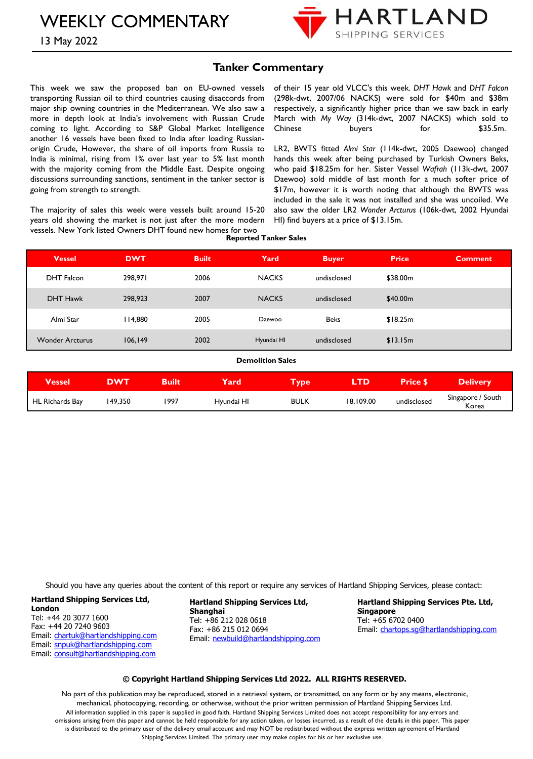# WEEKLY COMMENTARY

13 May 2022

## Tanker Commentary

This week we saw the proposed ban on EU-owned vessels transporting Russian oil to third countries causing disaccords from major ship owning countries in the Mediterranean. We also saw a more in depth look at India's involvement with Russian Crude coming to light. According to S&P Global Market Intelligence another 16 vessels have been fixed to India after loading Russian-origin Crude, However, the share of oil imports from Russia to India is minimal, rising from 1% over last year to 5% last month with the majority coming from the Middle East. Despite ongoing discussions surrounding sanctions, sentiment in the tanker sector is going from strength to strength.

The majority of sales this week were vessels built around 15-20 years old showing the market is not just after the more modern vessels. New York listed Owners DHT found new homes for two of their 15 year old VLCC's this week. *DHT Hawk* and *DHT Falcon* (298k-dwt, 2007/06 NACKS) were sold for $40m and $38m respectively, a significantly higher price than we saw back in early March with *My Way* (314k-dwt, 2007 NACKS) which sold to Chinese buyers for $35.5m.

LR2, BWTS fitted *Almi Star* (114k-dwt, 2005 Daewoo) changed hands this week after being purchased by Turkish Owners Beks, who paid $18.25m for her. Sister Vessel *Wafrah* (113k-dwt, 2007 Daewoo) sold middle of last month for a much softer price of $17m, however it is worth noting that although the BWTS was included in the sale it was not installed and she was uncoiled. We also saw the older LR2 *Wonder Arcturus* (106k-dwt, 2002 Hyundai HI) find buyers at a price of $13.15m.

**Reported Tanker Sales**

| Vessel | DWT | Built | Yard | Buyer | Price | Comment |
|---|---|---|---|---|---|---|
| DHT Falcon | 298,971 | 2006 | NACKS | undisclosed | $38.00m | |
| DHT Hawk | 298,923 | 2007 | NACKS | undisclosed | $40.00m | |
| Almi Star | 114,880 | 2005 | Daewoo | Beks | $18.25m | |
| Wonder Arcturus | 106,149 | 2002 | Hyundai HI | undisclosed | $13.15m | |

**Demolition Sales**

| Vessel | DWT | Built | Yard | Type | LTD | Price $ | Delivery |
|---|---|---|---|---|---|---|---|
| HL Richards Bay | 149,350 | 1997 | Hyundai HI | BULK | 18,109.00 | undisclosed | Singapore / South Korea |

Should you have any queries about the content of this report or require any services of Hartland Shipping Services, please contact:

**Hartland Shipping Services Ltd, London**
Tel: +44 20 3077 1600
Fax: +44 20 7240 9603
Email: chartuk@hartlandshipping.com
Email: snpuk@hartlandshipping.com
Email: consult@hartlandshipping.com

**Hartland Shipping Services Ltd, Shanghai**
Tel: +86 212 028 0618
Fax: +86 215 012 0694
Email: newbuild@hartlandshipping.com

**Hartland Shipping Services Pte. Ltd, Singapore**
Tel: +65 6702 0400
Email: chartops.sg@hartlandshipping.com

**© Copyright Hartland Shipping Services Ltd 2022. ALL RIGHTS RESERVED.**

No part of this publication may be reproduced, stored in a retrieval system, or transmitted, on any form or by any means, electronic, mechanical, photocopying, recording, or otherwise, without the prior written permission of Hartland Shipping Services Ltd.
All information supplied in this paper is supplied in good faith, Hartland Shipping Services Limited does not accept responsibility for any errors and omissions arising from this paper and cannot be held responsible for any action taken, or losses incurred, as a result of the details in this paper. This paper is distributed to the primary user of the delivery email account and may NOT be redistributed without the express written agreement of Hartland Shipping Services Limited. The primary user may make copies for his or her exclusive use.